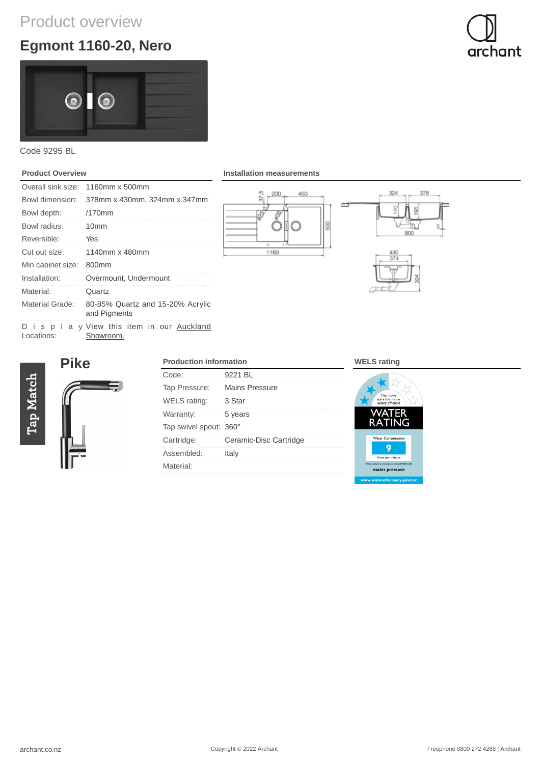Product overview

# Egmont 1160-20, Nero

Code 9295 BL

## Product Overview

| | |
|---|---|
| Overall sink size: | 1160mm x 500mm |
| Bowl dimension: | 378mm x 430mm, 324mm x 347mm |
| Bowl depth: | /170mm |
| Bowl radius: | 10mm |
| Reversible: | Yes |
| Cut out size: | 1140mm x 480mm |
| Min cabinet size: | 800mm |
| Installation: | Overmount, Undermount |
| Material: | Quartz |
| Material Grade: | 80-85% Quartz and 15-20% Acrylic and Pigments |
| Display Locations: | View this item in our Auckland Showroom. |

## Installation measurements

## Tap Match

### Pike

## Production information

| | |
|---|---|
| Code: | 9221 BL |
| Tap Pressure: | Mains Pressure |
| WELS rating: | 3 Star |
| Warranty: | 5 years |
| Tap swivel spout: | 360° |
| Cartridge: | Ceramic-Disc Cartridge |
| Assembled: | Italy |
| Material: | |

## WELS rating

archant.co.nz

Copyright © 2022 Archant

Freephone 0800 272 4268 | Archant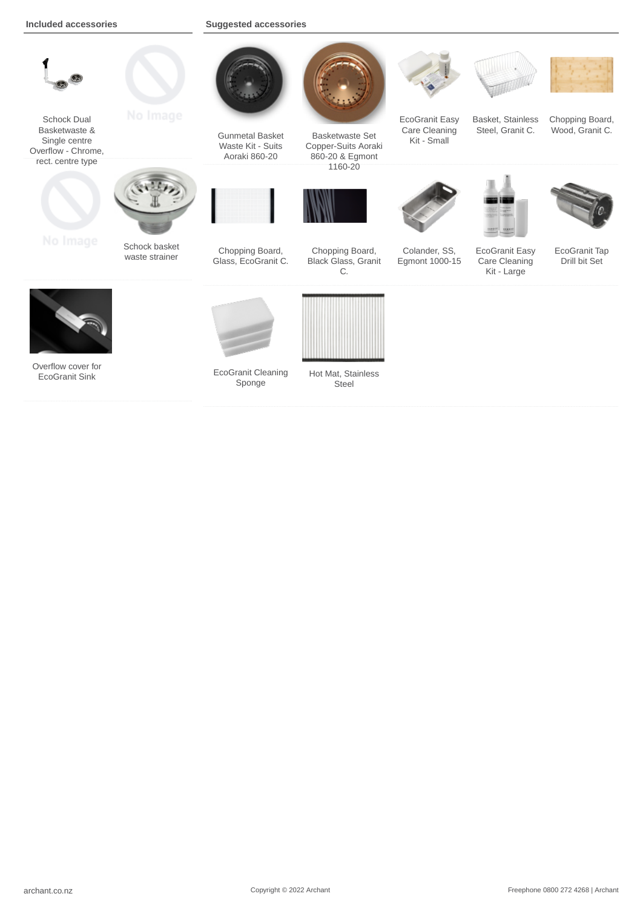## Included accessories

- Schock Dual Basketwaste & Single centre Overflow - Chrome, rect. centre type
- Schock basket waste strainer
- Overflow cover for EcoGranit Sink

## Suggested accessories

- Gunmetal Basket Waste Kit - Suits Aoraki 860-20
- Basketwaste Set Copper-Suits Aoraki 860-20 & Egmont 1160-20
- EcoGranit Easy Care Cleaning Kit - Small
- Basket, Stainless Steel, Granit C.
- Chopping Board, Wood, Granit C.
- Chopping Board, Glass, EcoGranit C.
- Chopping Board, Black Glass, Granit C.
- Colander, SS, Egmont 1000-15
- EcoGranit Easy Care Cleaning Kit - Large
- EcoGranit Tap Drill bit Set
- EcoGranit Cleaning Sponge
- Hot Mat, Stainless Steel

archant.co.nz

Copyright © 2022 Archant

Freephone 0800 272 4268 | Archant